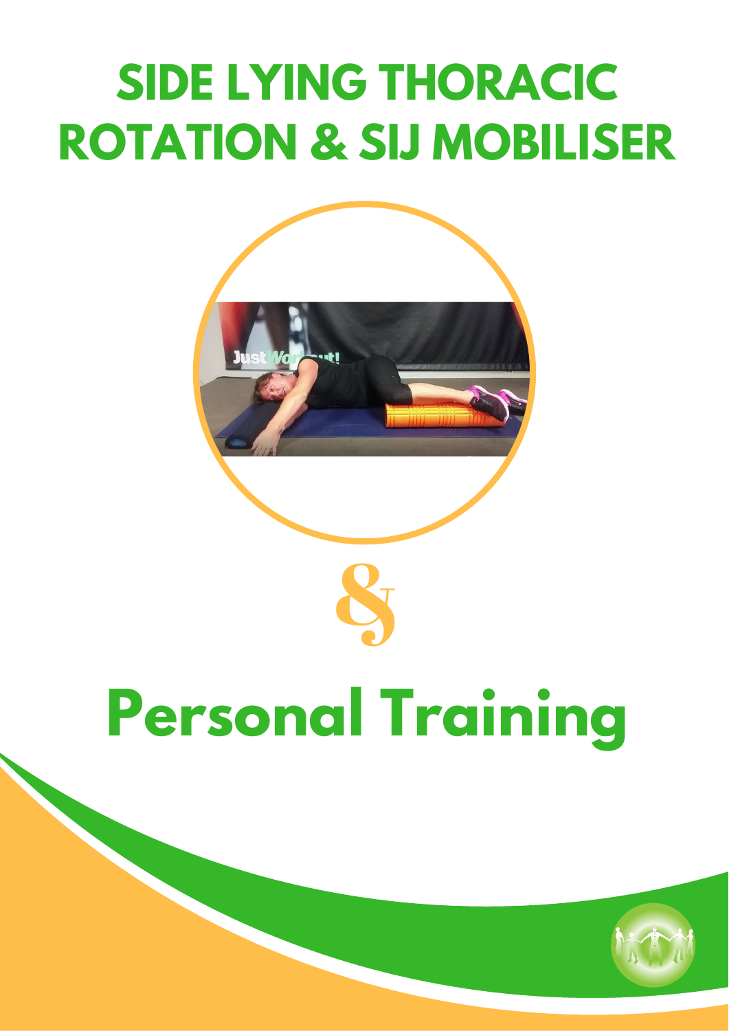# SIDE LYING THORACIC ROTATION & SIJ MOBILISER

&

# Personal Training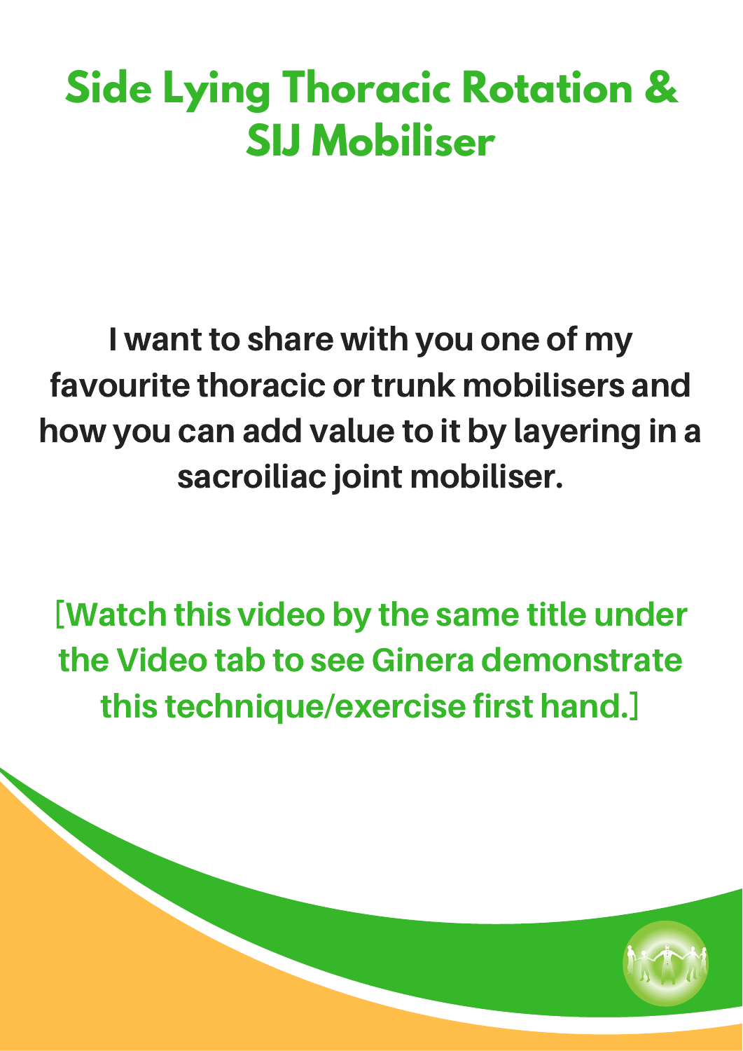# Side Lying Thoracic Rotation & SIJ Mobiliser

**I want to share with you one of my favourite thoracic or trunk mobilisers and how you can add value to it by layering in a sacroiliac joint mobiliser.**

**[Watch this video by the same title under the Video tab to see Ginera demonstrate this technique/exercise first hand.]**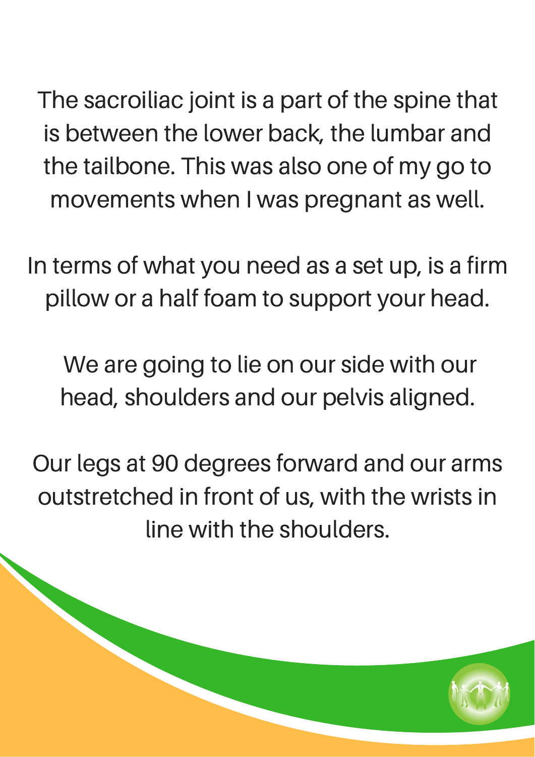The sacroiliac joint is a part of the spine that is between the lower back, the lumbar and the tailbone. This was also one of my go to movements when I was pregnant as well.

In terms of what you need as a set up, is a firm pillow or a half foam to support your head.

We are going to lie on our side with our head, shoulders and our pelvis aligned.

Our legs at 90 degrees forward and our arms outstretched in front of us, with the wrists in line with the shoulders.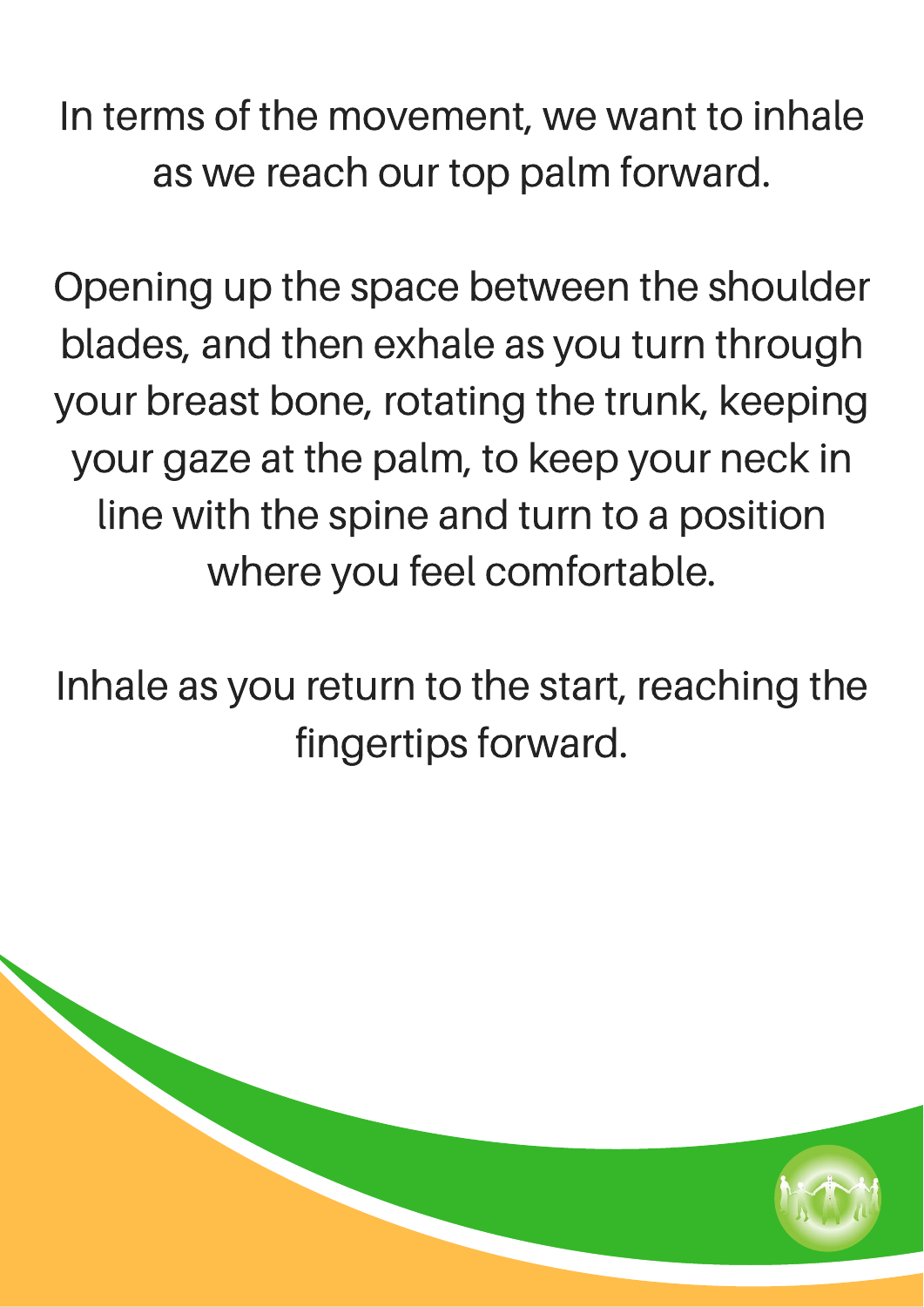In terms of the movement, we want to inhale as we reach our top palm forward.

Opening up the space between the shoulder blades, and then exhale as you turn through your breast bone, rotating the trunk, keeping your gaze at the palm, to keep your neck in line with the spine and turn to a position where you feel comfortable.

Inhale as you return to the start, reaching the fingertips forward.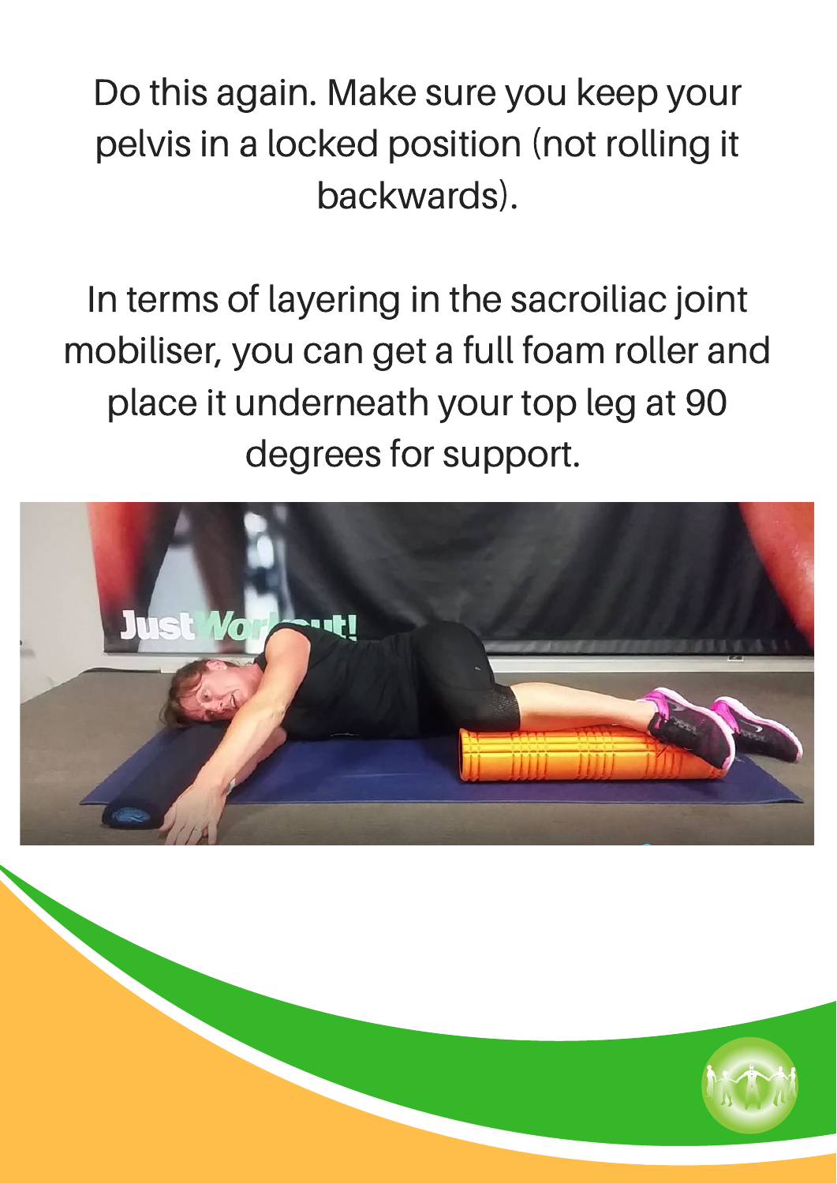Do this again. Make sure you keep your pelvis in a locked position (not rolling it backwards).

In terms of layering in the sacroiliac joint mobiliser, you can get a full foam roller and place it underneath your top leg at 90 degrees for support.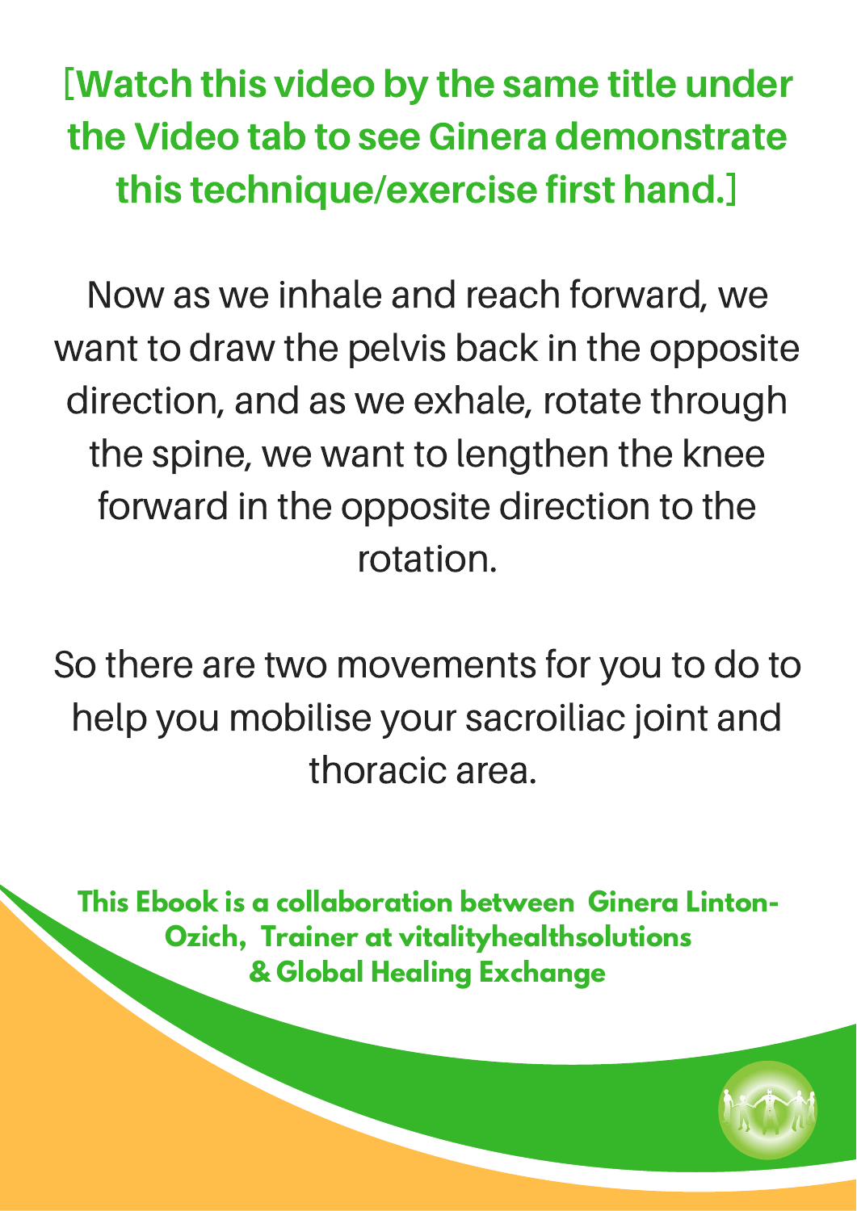**[Watch this video by the same title under the Video tab to see Ginera demonstrate this technique/exercise first hand.]**

Now as we inhale and reach forward, we want to draw the pelvis back in the opposite direction, and as we exhale, rotate through the spine, we want to lengthen the knee forward in the opposite direction to the rotation.

So there are two movements for you to do to help you mobilise your sacroiliac joint and thoracic area.

**This Ebook is a collaboration between Ginera Linton-Ozich, Trainer at vitalityhealthsolutions & Global Healing Exchange**